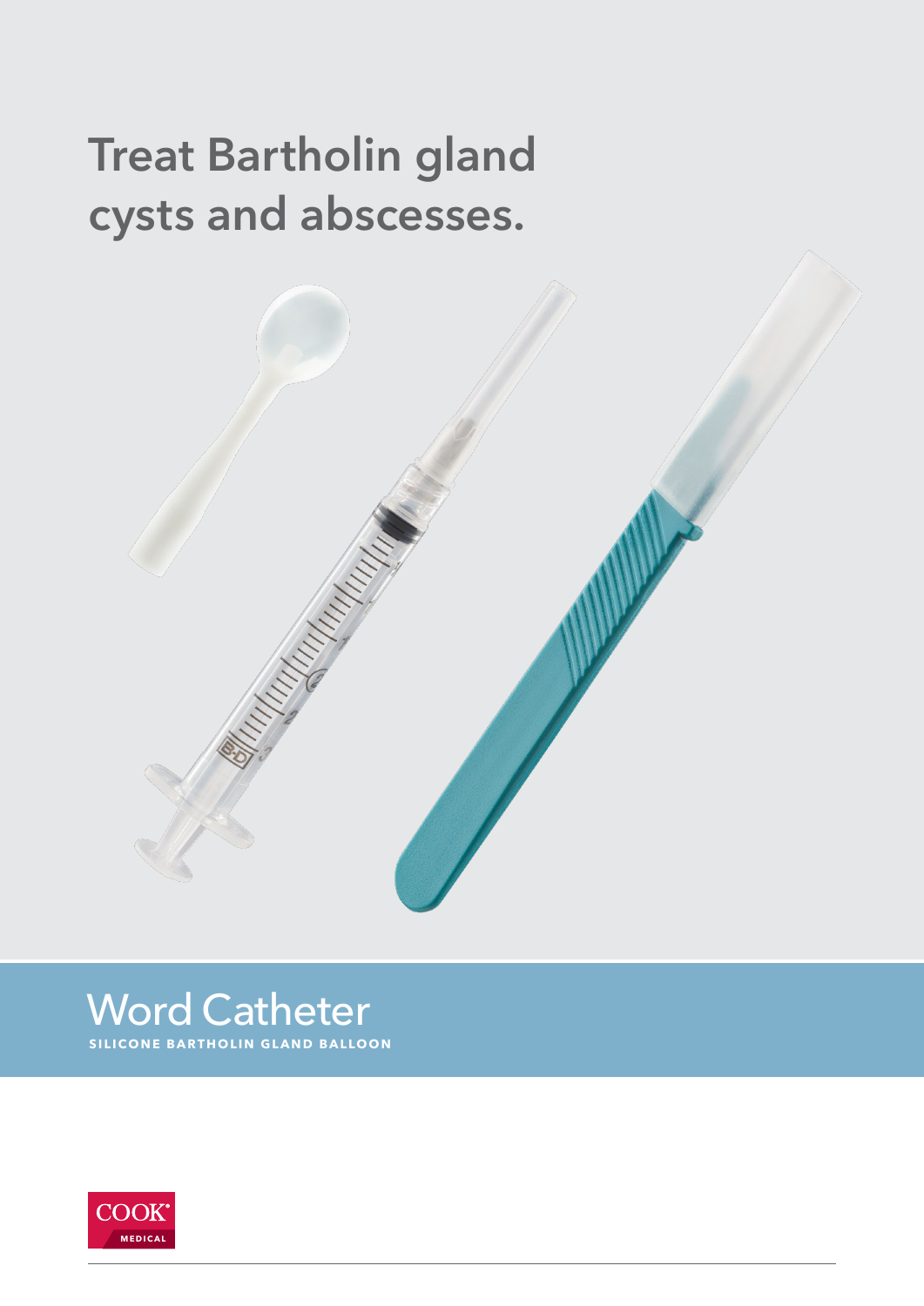# Treat Bartholin gland cysts and abscesses.

## Word Catheter

**SILICONE BARTHOLIN GLAND BALLOON**

COOK® MEDICAL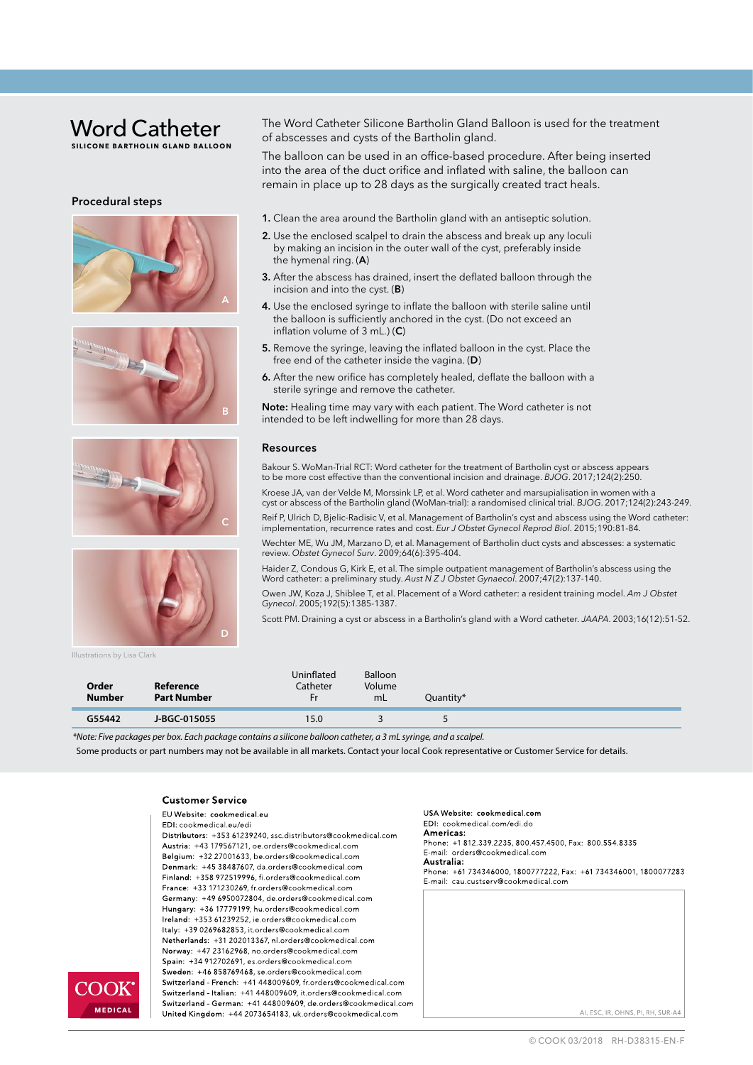# Word Catheter

**SILICONE BARTHOLIN GLAND BALLOON**

The Word Catheter Silicone Bartholin Gland Balloon is used for the treatment of abscesses and cysts of the Bartholin gland.

The balloon can be used in an office-based procedure. After being inserted into the area of the duct orifice and inflated with saline, the balloon can remain in place up to 28 days as the surgically created tract heals.

## Procedural steps

A

B

C

D

Illustrations by Lisa Clark

1. Clean the area around the Bartholin gland with an antiseptic solution.
2. Use the enclosed scalpel to drain the abscess and break up any loculi by making an incision in the outer wall of the cyst, preferably inside the hymenal ring. (**A**)
3. After the abscess has drained, insert the deflated balloon through the incision and into the cyst. (**B**)
4. Use the enclosed syringe to inflate the balloon with sterile saline until the balloon is sufficiently anchored in the cyst. (Do not exceed an inflation volume of 3 mL.) (**C**)
5. Remove the syringe, leaving the inflated balloon in the cyst. Place the free end of the catheter inside the vagina. (**D**)
6. After the new orifice has completely healed, deflate the balloon with a sterile syringe and remove the catheter.

**Note:** Healing time may vary with each patient. The Word catheter is not intended to be left indwelling for more than 28 days.

## Resources

Bakour S. WoMan-Trial RCT: Word catheter for the treatment of Bartholin cyst or abscess appears to be more cost effective than the conventional incision and drainage. *BJOG*. 2017;124(2):250.

Kroese JA, van der Velde M, Morssink LP, et al. Word catheter and marsupialisation in women with a cyst or abscess of the Bartholin gland (WoMan-trial): a randomised clinical trial. *BJOG*. 2017;124(2):243-249.

Reif P, Ulrich D, Bjelic-Radisic V, et al. Management of Bartholin's cyst and abscess using the Word catheter: implementation, recurrence rates and cost. *Eur J Obstet Gynecol Reprod Biol*. 2015;190:81-84.

Wechter ME, Wu JM, Marzano D, et al. Management of Bartholin duct cysts and abscesses: a systematic review. *Obstet Gynecol Surv*. 2009;64(6):395-404.

Haider Z, Condous G, Kirk E, et al. The simple outpatient management of Bartholin's abscess using the Word catheter: a preliminary study. *Aust N Z J Obstet Gynaecol*. 2007;47(2):137-140.

Owen JW, Koza J, Shiblee T, et al. Placement of a Word catheter: a resident training model. *Am J Obstet Gynecol*. 2005;192(5):1385-1387.

Scott PM. Draining a cyst or abscess in a Bartholin's gland with a Word catheter. *JAAPA*. 2003;16(12):51-52.

| Order Number | Reference Part Number | Uninflated Catheter Fr | Balloon Volume mL | Quantity* |
|---|---|---|---|---|
| G55442 | J-BGC-015055 | 15.0 | 3 | 5 |

*\*Note: Five packages per box. Each package contains a silicone balloon catheter, a 3 mL syringe, and a scalpel.*

Some products or part numbers may not be available in all markets. Contact your local Cook representative or Customer Service for details.

### Customer Service

EU Website: **cookmedical.eu**
EDI: cookmedical.eu/edi
**Distributors:** +353 61239240, ssc.distributors@cookmedical.com
**Austria:** +43 179567121, oe.orders@cookmedical.com
**Belgium:** +32 27001633, be.orders@cookmedical.com
**Denmark:** +45 38487607, da.orders@cookmedical.com
**Finland:** +358 972519996, fi.orders@cookmedical.com
**France:** +33 171230269, fr.orders@cookmedical.com
**Germany:** +49 6950072804, de.orders@cookmedical.com
**Hungary:** +36 17779199, hu.orders@cookmedical.com
**Ireland:** +353 61239252, ie.orders@cookmedical.com
**Italy:** +39 0269682853, it.orders@cookmedical.com
**Netherlands:** +31 202013367, nl.orders@cookmedical.com
**Norway:** +47 23162968, no.orders@cookmedical.com
**Spain:** +34 912702691, es.orders@cookmedical.com
**Sweden:** +46 858769468, se.orders@cookmedical.com
**Switzerland - French:** +41 448009609, fr.orders@cookmedical.com
**Switzerland - Italian:** +41 448009609, it.orders@cookmedical.com
**Switzerland - German:** +41 448009609, de.orders@cookmedical.com
**United Kingdom:** +44 2073654183, uk.orders@cookmedical.com

USA Website: **cookmedical.com**
EDI: cookmedical.com/edi.do
**Americas:**
Phone: +1 812.339.2235, 800.457.4500, Fax: 800.554.8335
E-mail: orders@cookmedical.com
**Australia:**
Phone: +61 734346000, 1800777222, Fax: +61 734346001, 1800077283
E-mail: cau.custserv@cookmedical.com

AI, ESC, IR, OHNS, PI, RH, SUR-A4

COOK MEDICAL

© COOK 03/2018 RH-D38315-EN-F